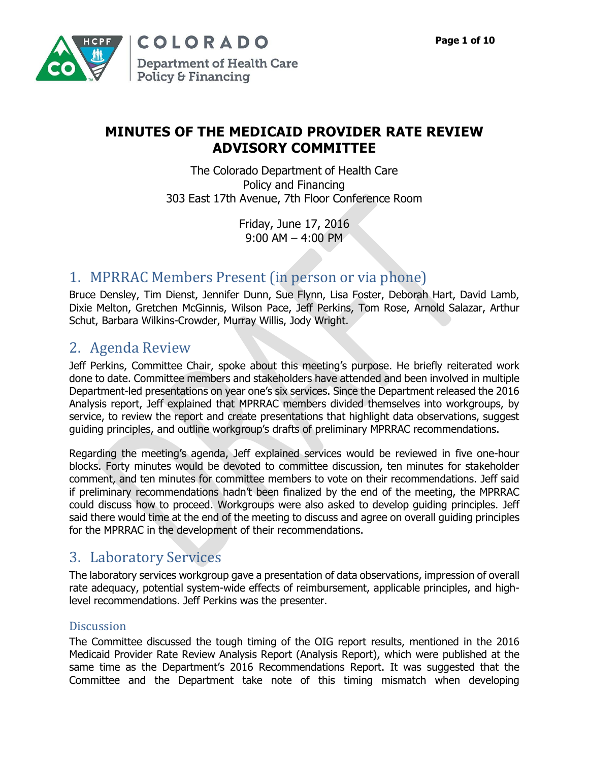# MINUTES OF THE MEDICAID PROVIDER RATE REVIEW ADVISORY COMMITTEE

The Colorado Department of Health Care Policy and Financing
303 East 17th Avenue, 7th Floor Conference Room

Friday, June 17, 2016
9:00 AM – 4:00 PM

## 1. MPRRAC Members Present (in person or via phone)

Bruce Densley, Tim Dienst, Jennifer Dunn, Sue Flynn, Lisa Foster, Deborah Hart, David Lamb, Dixie Melton, Gretchen McGinnis, Wilson Pace, Jeff Perkins, Tom Rose, Arnold Salazar, Arthur Schut, Barbara Wilkins-Crowder, Murray Willis, Jody Wright.

## 2. Agenda Review

Jeff Perkins, Committee Chair, spoke about this meeting's purpose. He briefly reiterated work done to date. Committee members and stakeholders have attended and been involved in multiple Department-led presentations on year one's six services. Since the Department released the 2016 Analysis report, Jeff explained that MPRRAC members divided themselves into workgroups, by service, to review the report and create presentations that highlight data observations, suggest guiding principles, and outline workgroup's drafts of preliminary MPRRAC recommendations.

Regarding the meeting's agenda, Jeff explained services would be reviewed in five one-hour blocks. Forty minutes would be devoted to committee discussion, ten minutes for stakeholder comment, and ten minutes for committee members to vote on their recommendations. Jeff said if preliminary recommendations hadn't been finalized by the end of the meeting, the MPRRAC could discuss how to proceed. Workgroups were also asked to develop guiding principles. Jeff said there would time at the end of the meeting to discuss and agree on overall guiding principles for the MPRRAC in the development of their recommendations.

## 3. Laboratory Services

The laboratory services workgroup gave a presentation of data observations, impression of overall rate adequacy, potential system-wide effects of reimbursement, applicable principles, and high-level recommendations. Jeff Perkins was the presenter.

### Discussion

The Committee discussed the tough timing of the OIG report results, mentioned in the 2016 Medicaid Provider Rate Review Analysis Report (Analysis Report), which were published at the same time as the Department's 2016 Recommendations Report. It was suggested that the Committee and the Department take note of this timing mismatch when developing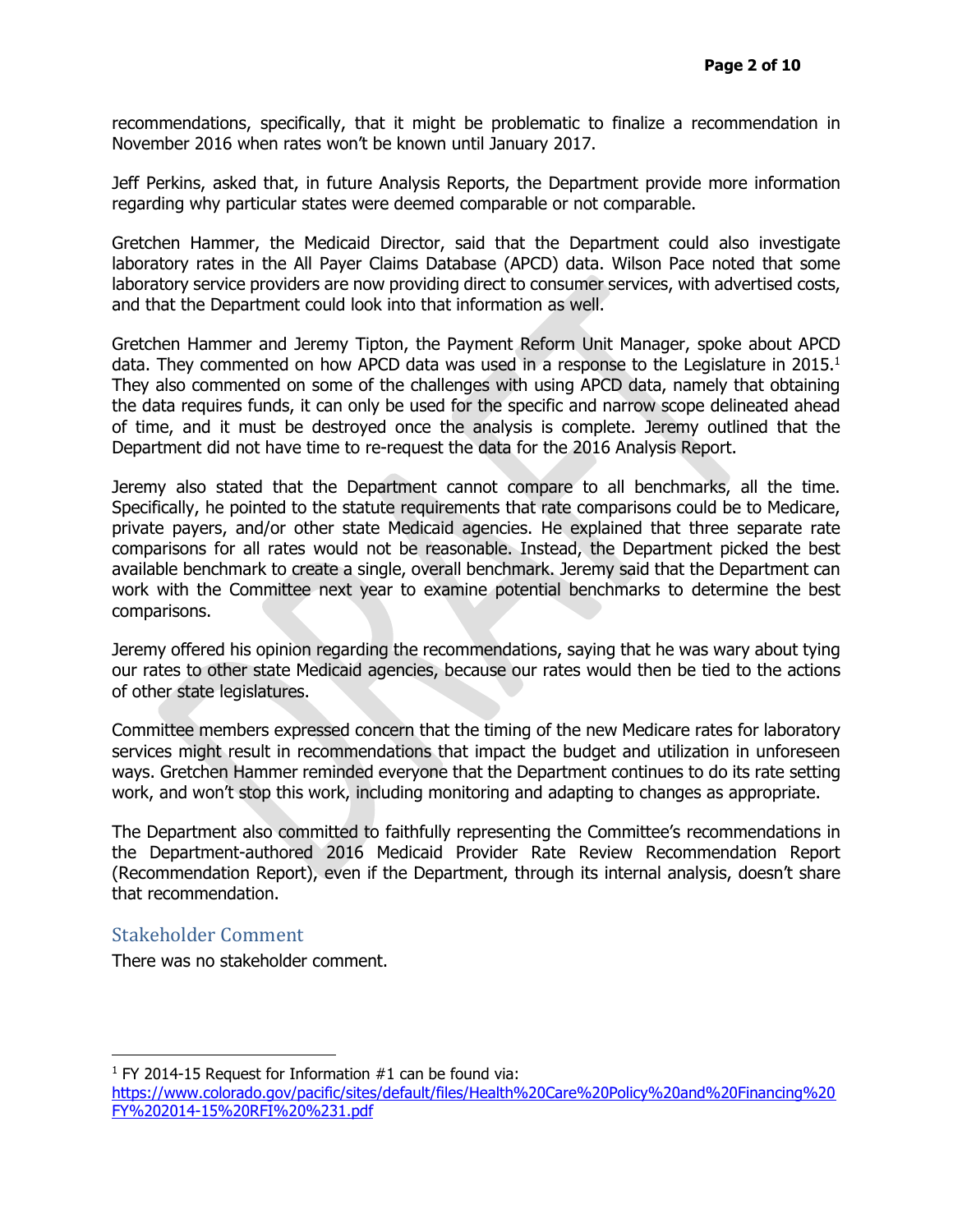recommendations, specifically, that it might be problematic to finalize a recommendation in November 2016 when rates won't be known until January 2017.

Jeff Perkins, asked that, in future Analysis Reports, the Department provide more information regarding why particular states were deemed comparable or not comparable.

Gretchen Hammer, the Medicaid Director, said that the Department could also investigate laboratory rates in the All Payer Claims Database (APCD) data. Wilson Pace noted that some laboratory service providers are now providing direct to consumer services, with advertised costs, and that the Department could look into that information as well.

Gretchen Hammer and Jeremy Tipton, the Payment Reform Unit Manager, spoke about APCD data. They commented on how APCD data was used in a response to the Legislature in 2015.[1] They also commented on some of the challenges with using APCD data, namely that obtaining the data requires funds, it can only be used for the specific and narrow scope delineated ahead of time, and it must be destroyed once the analysis is complete. Jeremy outlined that the Department did not have time to re-request the data for the 2016 Analysis Report.

Jeremy also stated that the Department cannot compare to all benchmarks, all the time. Specifically, he pointed to the statute requirements that rate comparisons could be to Medicare, private payers, and/or other state Medicaid agencies. He explained that three separate rate comparisons for all rates would not be reasonable. Instead, the Department picked the best available benchmark to create a single, overall benchmark. Jeremy said that the Department can work with the Committee next year to examine potential benchmarks to determine the best comparisons.

Jeremy offered his opinion regarding the recommendations, saying that he was wary about tying our rates to other state Medicaid agencies, because our rates would then be tied to the actions of other state legislatures.

Committee members expressed concern that the timing of the new Medicare rates for laboratory services might result in recommendations that impact the budget and utilization in unforeseen ways. Gretchen Hammer reminded everyone that the Department continues to do its rate setting work, and won't stop this work, including monitoring and adapting to changes as appropriate.

The Department also committed to faithfully representing the Committee's recommendations in the Department-authored 2016 Medicaid Provider Rate Review Recommendation Report (Recommendation Report), even if the Department, through its internal analysis, doesn't share that recommendation.

## Stakeholder Comment

There was no stakeholder comment.

---

[1] FY 2014-15 Request for Information #1 can be found via: https://www.colorado.gov/pacific/sites/default/files/Health%20Care%20Policy%20and%20Financing%20FY%202014-15%20RFI%20%231.pdf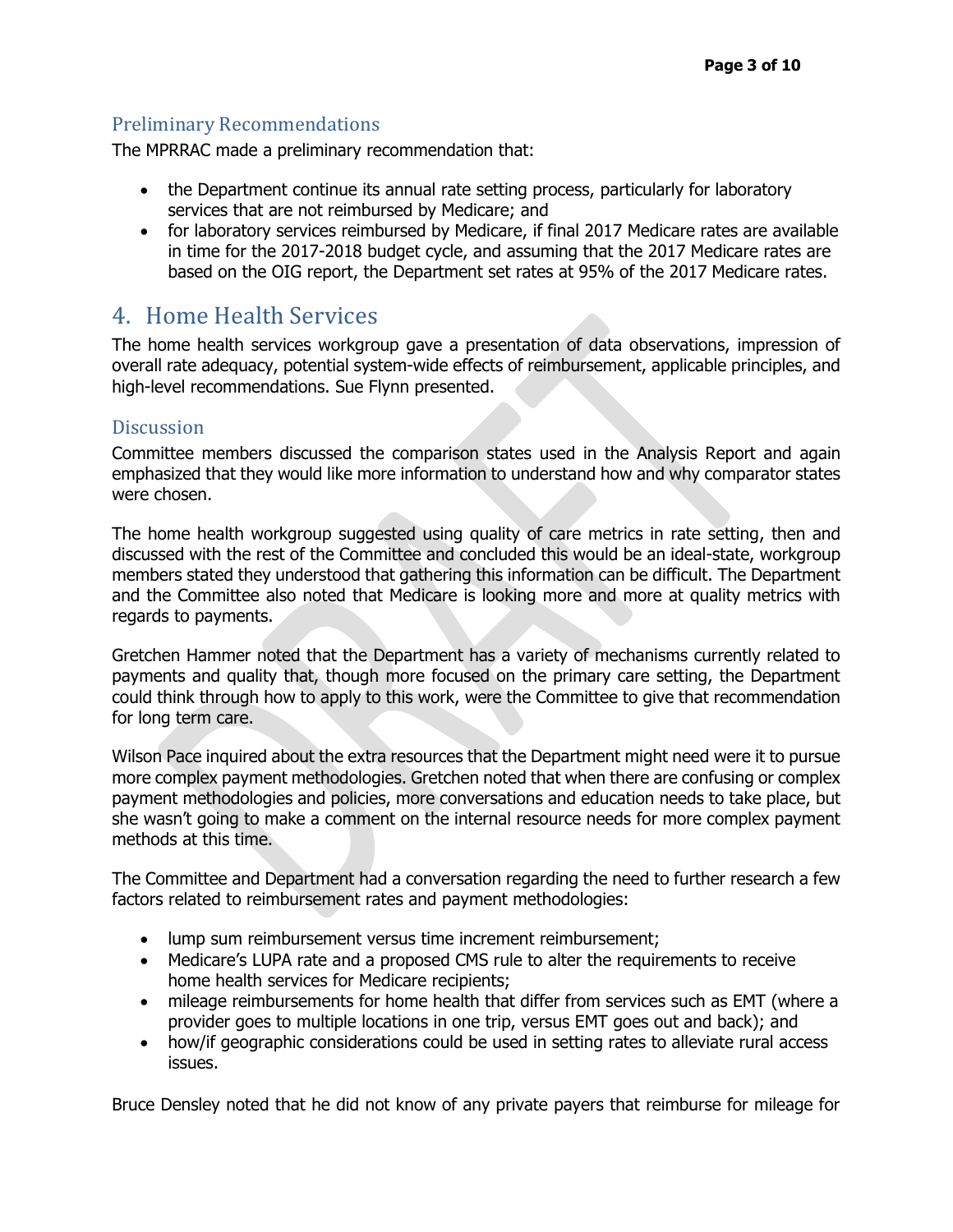### Preliminary Recommendations

The MPRRAC made a preliminary recommendation that:

- the Department continue its annual rate setting process, particularly for laboratory services that are not reimbursed by Medicare; and
- for laboratory services reimbursed by Medicare, if final 2017 Medicare rates are available in time for the 2017-2018 budget cycle, and assuming that the 2017 Medicare rates are based on the OIG report, the Department set rates at 95% of the 2017 Medicare rates.

## 4. Home Health Services

The home health services workgroup gave a presentation of data observations, impression of overall rate adequacy, potential system-wide effects of reimbursement, applicable principles, and high-level recommendations. Sue Flynn presented.

### Discussion

Committee members discussed the comparison states used in the Analysis Report and again emphasized that they would like more information to understand how and why comparator states were chosen.

The home health workgroup suggested using quality of care metrics in rate setting, then and discussed with the rest of the Committee and concluded this would be an ideal-state, workgroup members stated they understood that gathering this information can be difficult. The Department and the Committee also noted that Medicare is looking more and more at quality metrics with regards to payments.

Gretchen Hammer noted that the Department has a variety of mechanisms currently related to payments and quality that, though more focused on the primary care setting, the Department could think through how to apply to this work, were the Committee to give that recommendation for long term care.

Wilson Pace inquired about the extra resources that the Department might need were it to pursue more complex payment methodologies. Gretchen noted that when there are confusing or complex payment methodologies and policies, more conversations and education needs to take place, but she wasn't going to make a comment on the internal resource needs for more complex payment methods at this time.

The Committee and Department had a conversation regarding the need to further research a few factors related to reimbursement rates and payment methodologies:

- lump sum reimbursement versus time increment reimbursement;
- Medicare's LUPA rate and a proposed CMS rule to alter the requirements to receive home health services for Medicare recipients;
- mileage reimbursements for home health that differ from services such as EMT (where a provider goes to multiple locations in one trip, versus EMT goes out and back); and
- how/if geographic considerations could be used in setting rates to alleviate rural access issues.

Bruce Densley noted that he did not know of any private payers that reimburse for mileage for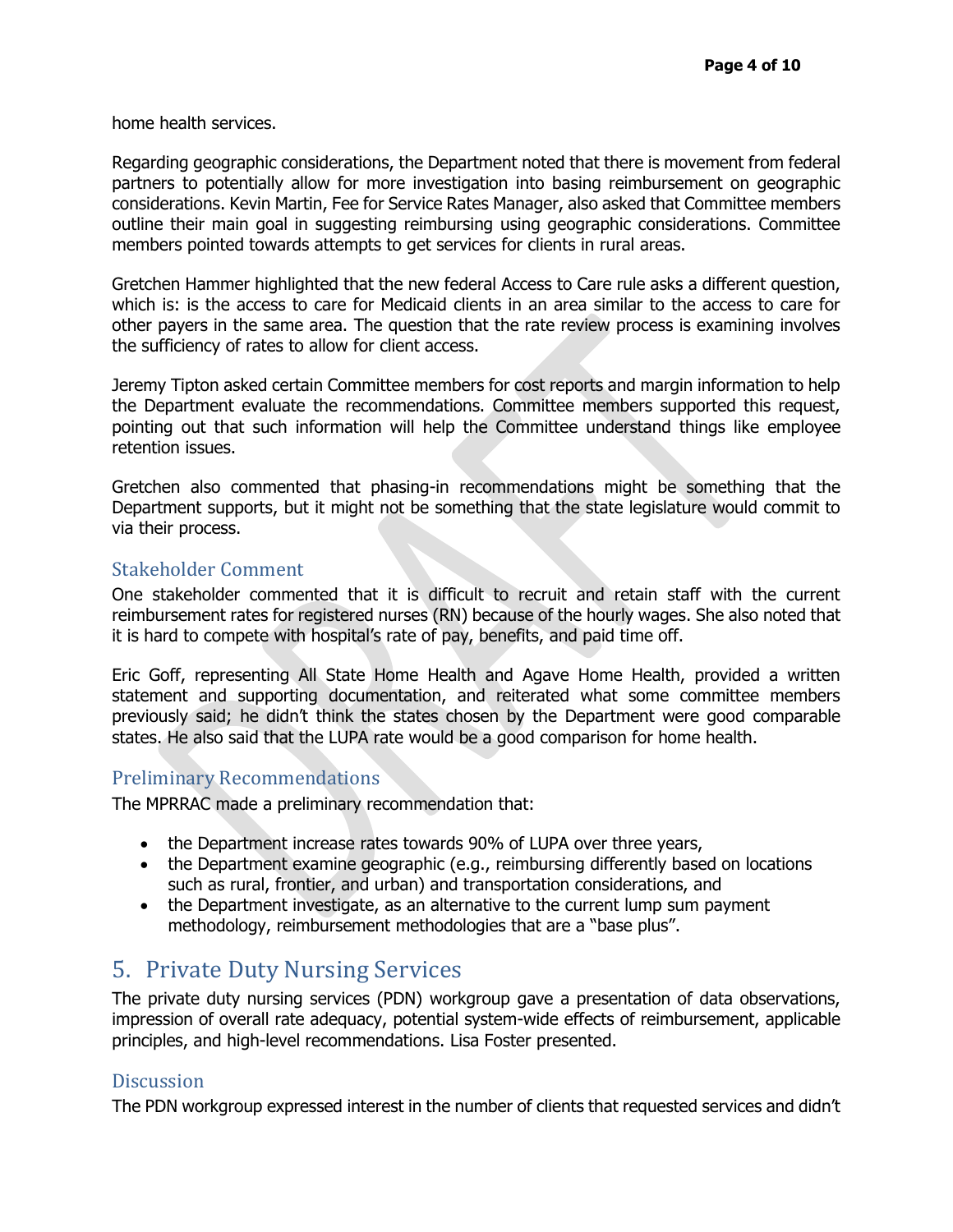home health services.

Regarding geographic considerations, the Department noted that there is movement from federal partners to potentially allow for more investigation into basing reimbursement on geographic considerations. Kevin Martin, Fee for Service Rates Manager, also asked that Committee members outline their main goal in suggesting reimbursing using geographic considerations. Committee members pointed towards attempts to get services for clients in rural areas.

Gretchen Hammer highlighted that the new federal Access to Care rule asks a different question, which is: is the access to care for Medicaid clients in an area similar to the access to care for other payers in the same area. The question that the rate review process is examining involves the sufficiency of rates to allow for client access.

Jeremy Tipton asked certain Committee members for cost reports and margin information to help the Department evaluate the recommendations. Committee members supported this request, pointing out that such information will help the Committee understand things like employee retention issues.

Gretchen also commented that phasing-in recommendations might be something that the Department supports, but it might not be something that the state legislature would commit to via their process.

### Stakeholder Comment

One stakeholder commented that it is difficult to recruit and retain staff with the current reimbursement rates for registered nurses (RN) because of the hourly wages. She also noted that it is hard to compete with hospital's rate of pay, benefits, and paid time off.

Eric Goff, representing All State Home Health and Agave Home Health, provided a written statement and supporting documentation, and reiterated what some committee members previously said; he didn't think the states chosen by the Department were good comparable states. He also said that the LUPA rate would be a good comparison for home health.

### Preliminary Recommendations

The MPRRAC made a preliminary recommendation that:

- the Department increase rates towards 90% of LUPA over three years,
- the Department examine geographic (e.g., reimbursing differently based on locations such as rural, frontier, and urban) and transportation considerations, and
- the Department investigate, as an alternative to the current lump sum payment methodology, reimbursement methodologies that are a "base plus".

## 5. Private Duty Nursing Services

The private duty nursing services (PDN) workgroup gave a presentation of data observations, impression of overall rate adequacy, potential system-wide effects of reimbursement, applicable principles, and high-level recommendations. Lisa Foster presented.

### Discussion

The PDN workgroup expressed interest in the number of clients that requested services and didn't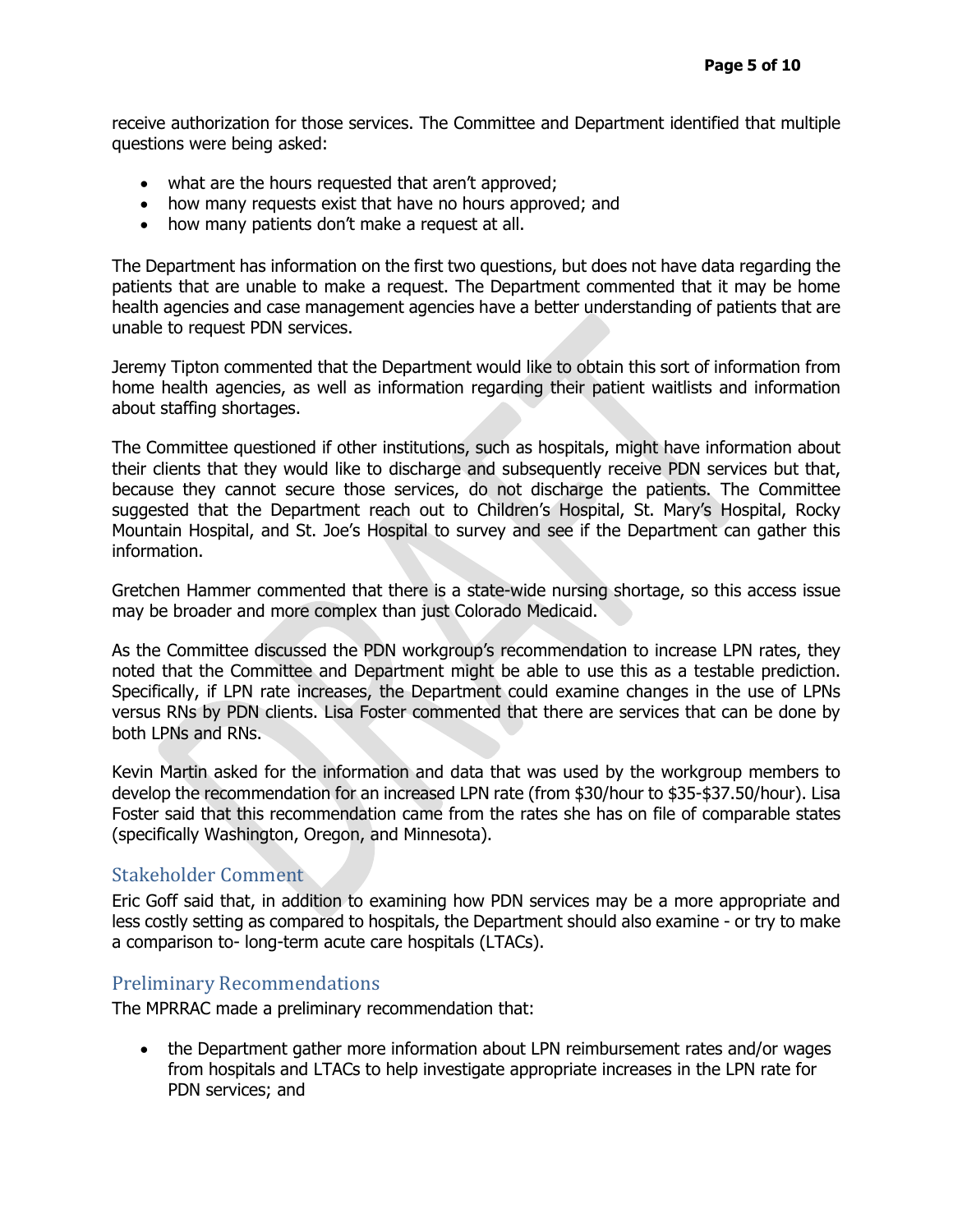receive authorization for those services. The Committee and Department identified that multiple questions were being asked:

- what are the hours requested that aren't approved;
- how many requests exist that have no hours approved; and
- how many patients don't make a request at all.

The Department has information on the first two questions, but does not have data regarding the patients that are unable to make a request. The Department commented that it may be home health agencies and case management agencies have a better understanding of patients that are unable to request PDN services.

Jeremy Tipton commented that the Department would like to obtain this sort of information from home health agencies, as well as information regarding their patient waitlists and information about staffing shortages.

The Committee questioned if other institutions, such as hospitals, might have information about their clients that they would like to discharge and subsequently receive PDN services but that, because they cannot secure those services, do not discharge the patients. The Committee suggested that the Department reach out to Children's Hospital, St. Mary's Hospital, Rocky Mountain Hospital, and St. Joe's Hospital to survey and see if the Department can gather this information.

Gretchen Hammer commented that there is a state-wide nursing shortage, so this access issue may be broader and more complex than just Colorado Medicaid.

As the Committee discussed the PDN workgroup's recommendation to increase LPN rates, they noted that the Committee and Department might be able to use this as a testable prediction. Specifically, if LPN rate increases, the Department could examine changes in the use of LPNs versus RNs by PDN clients. Lisa Foster commented that there are services that can be done by both LPNs and RNs.

Kevin Martin asked for the information and data that was used by the workgroup members to develop the recommendation for an increased LPN rate (from $30/hour to $35-$37.50/hour). Lisa Foster said that this recommendation came from the rates she has on file of comparable states (specifically Washington, Oregon, and Minnesota).

## Stakeholder Comment

Eric Goff said that, in addition to examining how PDN services may be a more appropriate and less costly setting as compared to hospitals, the Department should also examine - or try to make a comparison to- long-term acute care hospitals (LTACs).

## Preliminary Recommendations

The MPRRAC made a preliminary recommendation that:

- the Department gather more information about LPN reimbursement rates and/or wages from hospitals and LTACs to help investigate appropriate increases in the LPN rate for PDN services; and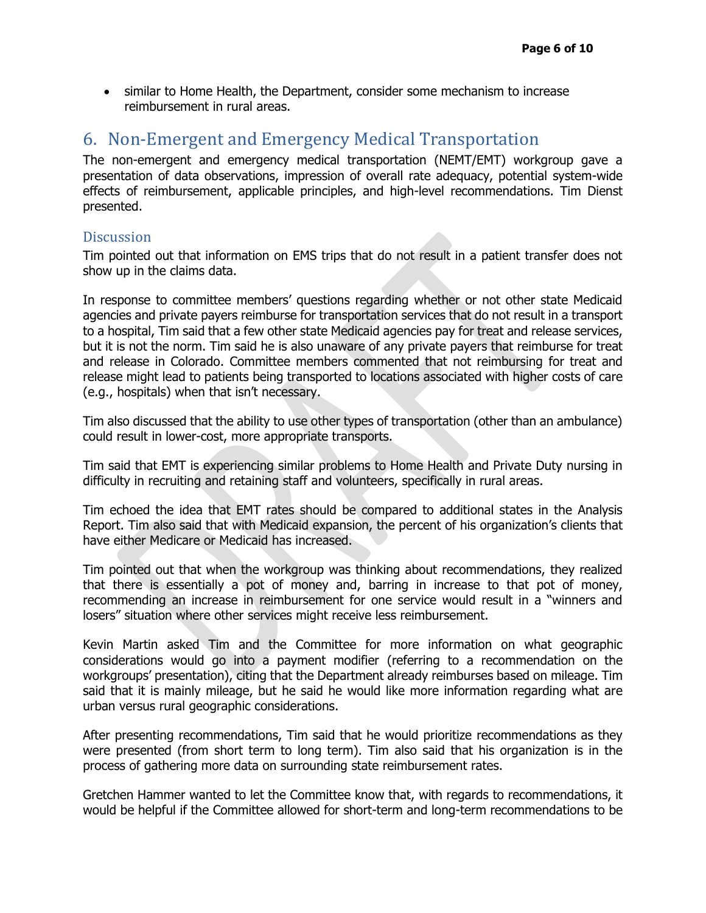- similar to Home Health, the Department, consider some mechanism to increase reimbursement in rural areas.

## 6. Non-Emergent and Emergency Medical Transportation

The non-emergent and emergency medical transportation (NEMT/EMT) workgroup gave a presentation of data observations, impression of overall rate adequacy, potential system-wide effects of reimbursement, applicable principles, and high-level recommendations. Tim Dienst presented.

### Discussion

Tim pointed out that information on EMS trips that do not result in a patient transfer does not show up in the claims data.

In response to committee members' questions regarding whether or not other state Medicaid agencies and private payers reimburse for transportation services that do not result in a transport to a hospital, Tim said that a few other state Medicaid agencies pay for treat and release services, but it is not the norm. Tim said he is also unaware of any private payers that reimburse for treat and release in Colorado. Committee members commented that not reimbursing for treat and release might lead to patients being transported to locations associated with higher costs of care (e.g., hospitals) when that isn't necessary.

Tim also discussed that the ability to use other types of transportation (other than an ambulance) could result in lower-cost, more appropriate transports.

Tim said that EMT is experiencing similar problems to Home Health and Private Duty nursing in difficulty in recruiting and retaining staff and volunteers, specifically in rural areas.

Tim echoed the idea that EMT rates should be compared to additional states in the Analysis Report. Tim also said that with Medicaid expansion, the percent of his organization's clients that have either Medicare or Medicaid has increased.

Tim pointed out that when the workgroup was thinking about recommendations, they realized that there is essentially a pot of money and, barring in increase to that pot of money, recommending an increase in reimbursement for one service would result in a "winners and losers" situation where other services might receive less reimbursement.

Kevin Martin asked Tim and the Committee for more information on what geographic considerations would go into a payment modifier (referring to a recommendation on the workgroups' presentation), citing that the Department already reimburses based on mileage. Tim said that it is mainly mileage, but he said he would like more information regarding what are urban versus rural geographic considerations.

After presenting recommendations, Tim said that he would prioritize recommendations as they were presented (from short term to long term). Tim also said that his organization is in the process of gathering more data on surrounding state reimbursement rates.

Gretchen Hammer wanted to let the Committee know that, with regards to recommendations, it would be helpful if the Committee allowed for short-term and long-term recommendations to be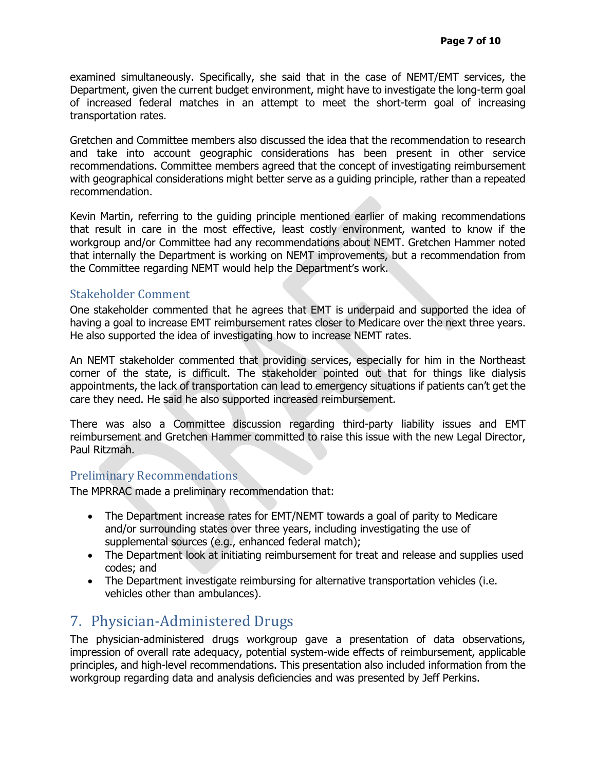examined simultaneously. Specifically, she said that in the case of NEMT/EMT services, the Department, given the current budget environment, might have to investigate the long-term goal of increased federal matches in an attempt to meet the short-term goal of increasing transportation rates.

Gretchen and Committee members also discussed the idea that the recommendation to research and take into account geographic considerations has been present in other service recommendations. Committee members agreed that the concept of investigating reimbursement with geographical considerations might better serve as a guiding principle, rather than a repeated recommendation.

Kevin Martin, referring to the guiding principle mentioned earlier of making recommendations that result in care in the most effective, least costly environment, wanted to know if the workgroup and/or Committee had any recommendations about NEMT. Gretchen Hammer noted that internally the Department is working on NEMT improvements, but a recommendation from the Committee regarding NEMT would help the Department's work.

### Stakeholder Comment

One stakeholder commented that he agrees that EMT is underpaid and supported the idea of having a goal to increase EMT reimbursement rates closer to Medicare over the next three years. He also supported the idea of investigating how to increase NEMT rates.

An NEMT stakeholder commented that providing services, especially for him in the Northeast corner of the state, is difficult. The stakeholder pointed out that for things like dialysis appointments, the lack of transportation can lead to emergency situations if patients can't get the care they need. He said he also supported increased reimbursement.

There was also a Committee discussion regarding third-party liability issues and EMT reimbursement and Gretchen Hammer committed to raise this issue with the new Legal Director, Paul Ritzmah.

### Preliminary Recommendations

The MPRRAC made a preliminary recommendation that:

- The Department increase rates for EMT/NEMT towards a goal of parity to Medicare and/or surrounding states over three years, including investigating the use of supplemental sources (e.g., enhanced federal match);
- The Department look at initiating reimbursement for treat and release and supplies used codes; and
- The Department investigate reimbursing for alternative transportation vehicles (i.e. vehicles other than ambulances).

## 7. Physician-Administered Drugs

The physician-administered drugs workgroup gave a presentation of data observations, impression of overall rate adequacy, potential system-wide effects of reimbursement, applicable principles, and high-level recommendations. This presentation also included information from the workgroup regarding data and analysis deficiencies and was presented by Jeff Perkins.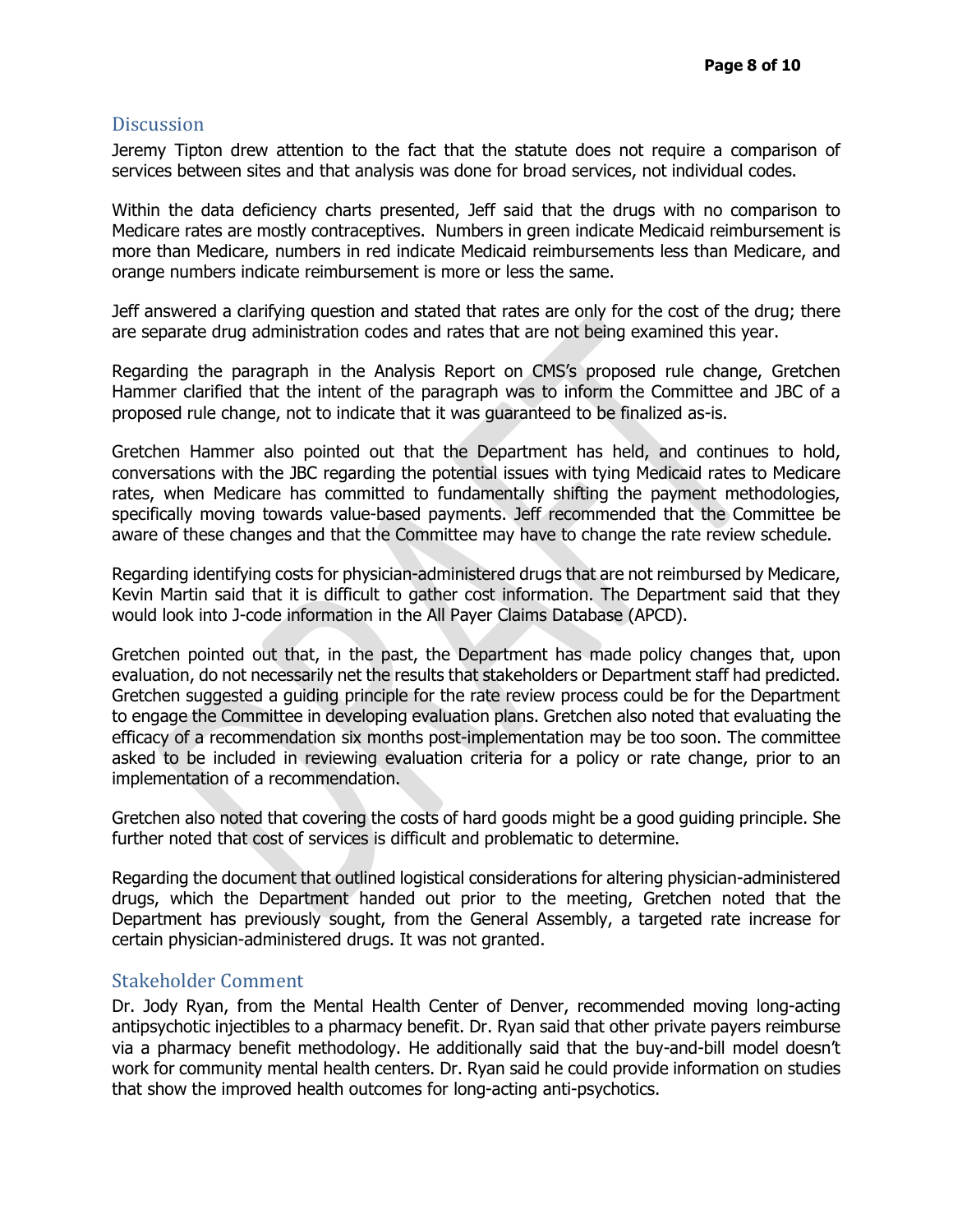## Discussion

Jeremy Tipton drew attention to the fact that the statute does not require a comparison of services between sites and that analysis was done for broad services, not individual codes.

Within the data deficiency charts presented, Jeff said that the drugs with no comparison to Medicare rates are mostly contraceptives. Numbers in green indicate Medicaid reimbursement is more than Medicare, numbers in red indicate Medicaid reimbursements less than Medicare, and orange numbers indicate reimbursement is more or less the same.

Jeff answered a clarifying question and stated that rates are only for the cost of the drug; there are separate drug administration codes and rates that are not being examined this year.

Regarding the paragraph in the Analysis Report on CMS's proposed rule change, Gretchen Hammer clarified that the intent of the paragraph was to inform the Committee and JBC of a proposed rule change, not to indicate that it was guaranteed to be finalized as-is.

Gretchen Hammer also pointed out that the Department has held, and continues to hold, conversations with the JBC regarding the potential issues with tying Medicaid rates to Medicare rates, when Medicare has committed to fundamentally shifting the payment methodologies, specifically moving towards value-based payments. Jeff recommended that the Committee be aware of these changes and that the Committee may have to change the rate review schedule.

Regarding identifying costs for physician-administered drugs that are not reimbursed by Medicare, Kevin Martin said that it is difficult to gather cost information. The Department said that they would look into J-code information in the All Payer Claims Database (APCD).

Gretchen pointed out that, in the past, the Department has made policy changes that, upon evaluation, do not necessarily net the results that stakeholders or Department staff had predicted. Gretchen suggested a guiding principle for the rate review process could be for the Department to engage the Committee in developing evaluation plans. Gretchen also noted that evaluating the efficacy of a recommendation six months post-implementation may be too soon. The committee asked to be included in reviewing evaluation criteria for a policy or rate change, prior to an implementation of a recommendation.

Gretchen also noted that covering the costs of hard goods might be a good guiding principle. She further noted that cost of services is difficult and problematic to determine.

Regarding the document that outlined logistical considerations for altering physician-administered drugs, which the Department handed out prior to the meeting, Gretchen noted that the Department has previously sought, from the General Assembly, a targeted rate increase for certain physician-administered drugs. It was not granted.

## Stakeholder Comment

Dr. Jody Ryan, from the Mental Health Center of Denver, recommended moving long-acting antipsychotic injectibles to a pharmacy benefit. Dr. Ryan said that other private payers reimburse via a pharmacy benefit methodology. He additionally said that the buy-and-bill model doesn't work for community mental health centers. Dr. Ryan said he could provide information on studies that show the improved health outcomes for long-acting anti-psychotics.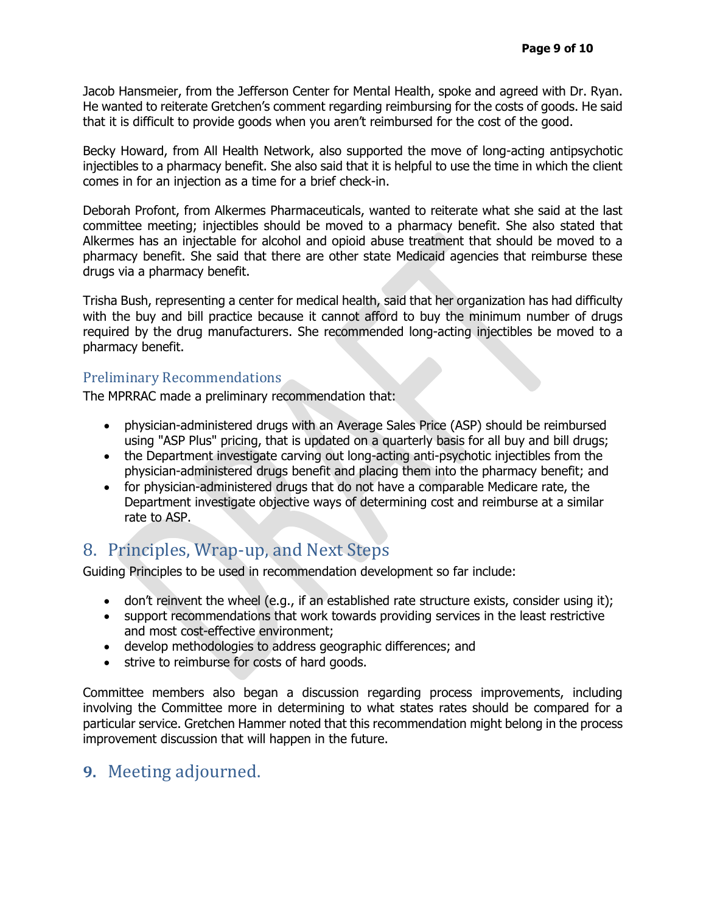Jacob Hansmeier, from the Jefferson Center for Mental Health, spoke and agreed with Dr. Ryan. He wanted to reiterate Gretchen's comment regarding reimbursing for the costs of goods. He said that it is difficult to provide goods when you aren't reimbursed for the cost of the good.

Becky Howard, from All Health Network, also supported the move of long-acting antipsychotic injectibles to a pharmacy benefit. She also said that it is helpful to use the time in which the client comes in for an injection as a time for a brief check-in.

Deborah Profont, from Alkermes Pharmaceuticals, wanted to reiterate what she said at the last committee meeting; injectibles should be moved to a pharmacy benefit. She also stated that Alkermes has an injectable for alcohol and opioid abuse treatment that should be moved to a pharmacy benefit. She said that there are other state Medicaid agencies that reimburse these drugs via a pharmacy benefit.

Trisha Bush, representing a center for medical health, said that her organization has had difficulty with the buy and bill practice because it cannot afford to buy the minimum number of drugs required by the drug manufacturers. She recommended long-acting injectibles be moved to a pharmacy benefit.

### Preliminary Recommendations

The MPRRAC made a preliminary recommendation that:

- physician-administered drugs with an Average Sales Price (ASP) should be reimbursed using "ASP Plus" pricing, that is updated on a quarterly basis for all buy and bill drugs;
- the Department investigate carving out long-acting anti-psychotic injectibles from the physician-administered drugs benefit and placing them into the pharmacy benefit; and
- for physician-administered drugs that do not have a comparable Medicare rate, the Department investigate objective ways of determining cost and reimburse at a similar rate to ASP.

## 8. Principles, Wrap-up, and Next Steps

Guiding Principles to be used in recommendation development so far include:

- don't reinvent the wheel (e.g., if an established rate structure exists, consider using it);
- support recommendations that work towards providing services in the least restrictive and most cost-effective environment;
- develop methodologies to address geographic differences; and
- strive to reimburse for costs of hard goods.

Committee members also began a discussion regarding process improvements, including involving the Committee more in determining to what states rates should be compared for a particular service. Gretchen Hammer noted that this recommendation might belong in the process improvement discussion that will happen in the future.

## 9. Meeting adjourned.